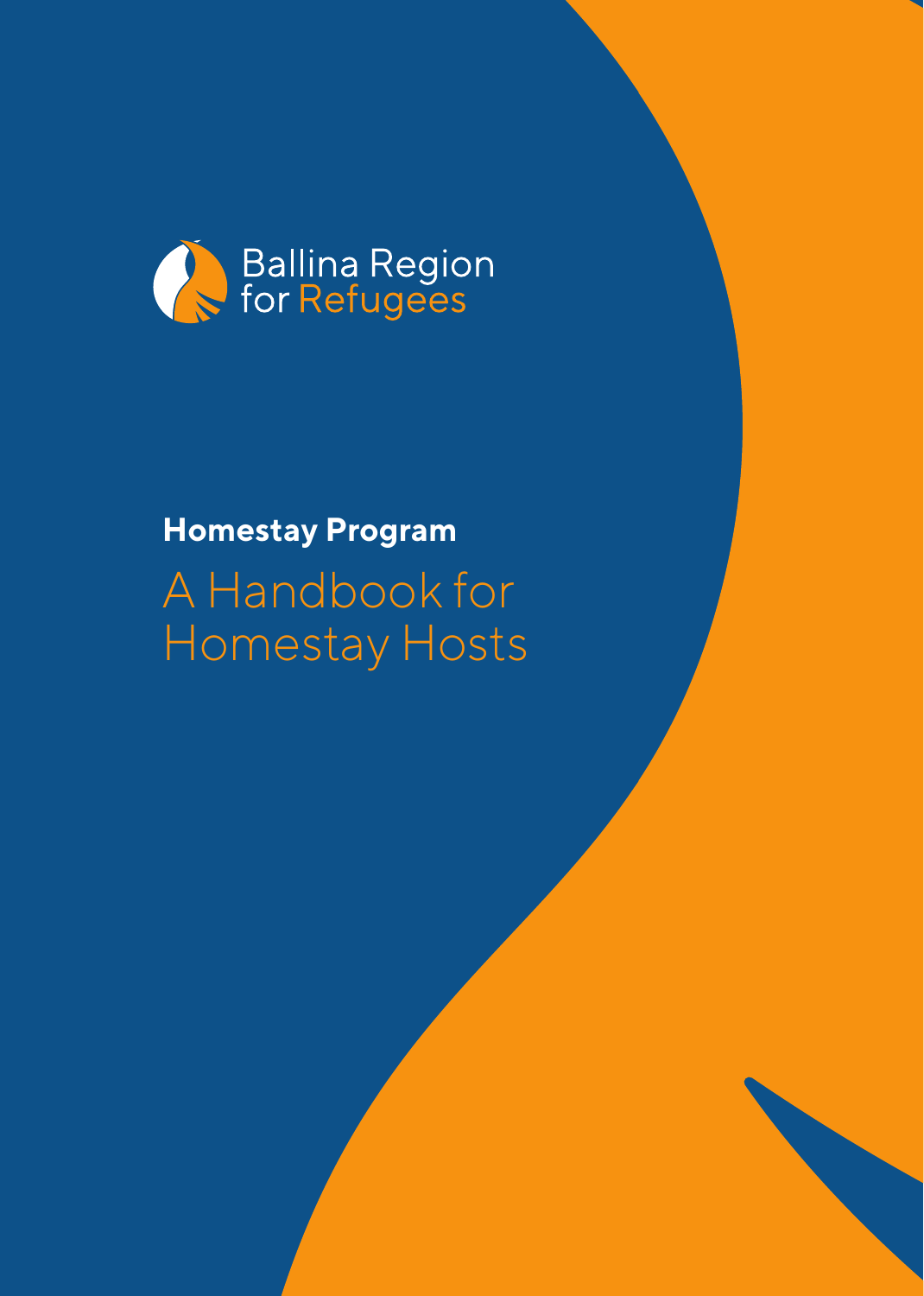Ballina Region for Refugees

**Homestay Program**

# A Handbook for Homestay Hosts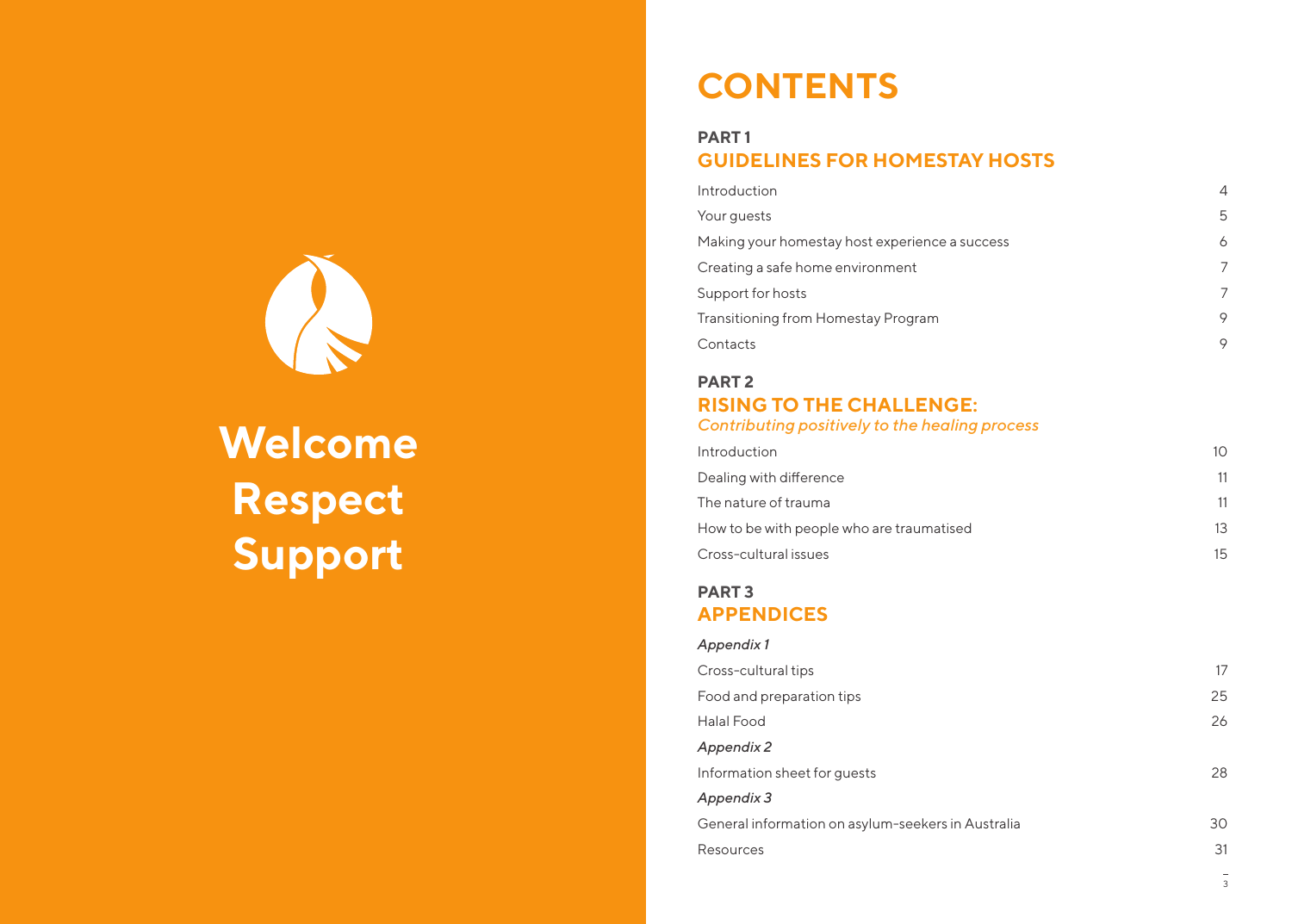**Welcome**
**Respect**
**Support**

# CONTENTS

## PART 1
## GUIDELINES FOR HOMESTAY HOSTS

| | |
|---|---|
| Introduction | 4 |
| Your guests | 5 |
| Making your homestay host experience a success | 6 |
| Creating a safe home environment | 7 |
| Support for hosts | 7 |
| Transitioning from Homestay Program | 9 |
| Contacts | 9 |

## PART 2
## RISING TO THE CHALLENGE:
*Contributing positively to the healing process*

| | |
|---|---|
| Introduction | 10 |
| Dealing with difference | 11 |
| The nature of trauma | 11 |
| How to be with people who are traumatised | 13 |
| Cross-cultural issues | 15 |

## PART 3
## APPENDICES

| | |
|---|---|
| *Appendix 1* | |
| Cross-cultural tips | 17 |
| Food and preparation tips | 25 |
| Halal Food | 26 |
| *Appendix 2* | |
| Information sheet for guests | 28 |
| *Appendix 3* | |
| General information on asylum-seekers in Australia | 30 |
| Resources | 31 |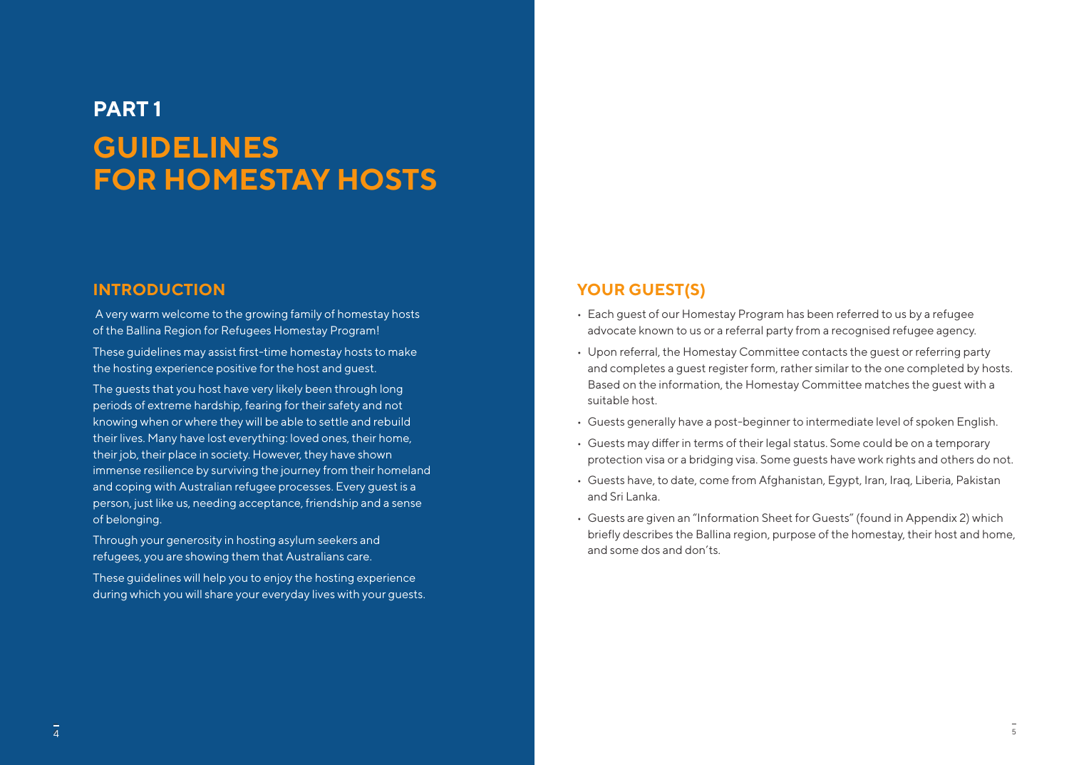# PART 1
# GUIDELINES FOR HOMESTAY HOSTS

## INTRODUCTION

A very warm welcome to the growing family of homestay hosts of the Ballina Region for Refugees Homestay Program!

These guidelines may assist first-time homestay hosts to make the hosting experience positive for the host and guest.

The guests that you host have very likely been through long periods of extreme hardship, fearing for their safety and not knowing when or where they will be able to settle and rebuild their lives. Many have lost everything: loved ones, their home, their job, their place in society. However, they have shown immense resilience by surviving the journey from their homeland and coping with Australian refugee processes. Every guest is a person, just like us, needing acceptance, friendship and a sense of belonging.

Through your generosity in hosting asylum seekers and refugees, you are showing them that Australians care.

These guidelines will help you to enjoy the hosting experience during which you will share your everyday lives with your guests.

## YOUR GUEST(S)

- Each guest of our Homestay Program has been referred to us by a refugee advocate known to us or a referral party from a recognised refugee agency.
- Upon referral, the Homestay Committee contacts the guest or referring party and completes a guest register form, rather similar to the one completed by hosts. Based on the information, the Homestay Committee matches the guest with a suitable host.
- Guests generally have a post-beginner to intermediate level of spoken English.
- Guests may differ in terms of their legal status. Some could be on a temporary protection visa or a bridging visa. Some guests have work rights and others do not.
- Guests have, to date, come from Afghanistan, Egypt, Iran, Iraq, Liberia, Pakistan and Sri Lanka.
- Guests are given an "Information Sheet for Guests" (found in Appendix 2) which briefly describes the Ballina region, purpose of the homestay, their host and home, and some dos and don'ts.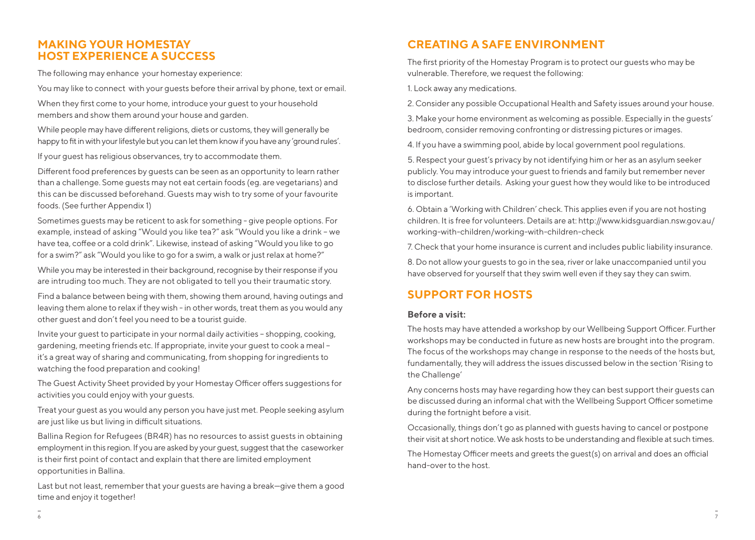## MAKING YOUR HOMESTAY HOST EXPERIENCE A SUCCESS

The following may enhance your homestay experience:

You may like to connect with your guests before their arrival by phone, text or email.

When they first come to your home, introduce your guest to your household members and show them around your house and garden.

While people may have different religions, diets or customs, they will generally be happy to fit in with your lifestyle but you can let them know if you have any 'ground rules'.

If your guest has religious observances, try to accommodate them.

Different food preferences by guests can be seen as an opportunity to learn rather than a challenge. Some guests may not eat certain foods (eg. are vegetarians) and this can be discussed beforehand. Guests may wish to try some of your favourite foods. (See further Appendix 1)

Sometimes guests may be reticent to ask for something - give people options. For example, instead of asking "Would you like tea?" ask "Would you like a drink – we have tea, coffee or a cold drink". Likewise, instead of asking "Would you like to go for a swim?" ask "Would you like to go for a swim, a walk or just relax at home?"

While you may be interested in their background, recognise by their response if you are intruding too much. They are not obligated to tell you their traumatic story.

Find a balance between being with them, showing them around, having outings and leaving them alone to relax if they wish - in other words, treat them as you would any other guest and don't feel you need to be a tourist guide.

Invite your guest to participate in your normal daily activities – shopping, cooking, gardening, meeting friends etc. If appropriate, invite your guest to cook a meal – it's a great way of sharing and communicating, from shopping for ingredients to watching the food preparation and cooking!

The Guest Activity Sheet provided by your Homestay Officer offers suggestions for activities you could enjoy with your guests.

Treat your guest as you would any person you have just met. People seeking asylum are just like us but living in difficult situations.

Ballina Region for Refugees (BR4R) has no resources to assist guests in obtaining employment in this region. If you are asked by your guest, suggest that the caseworker is their first point of contact and explain that there are limited employment opportunities in Ballina.

Last but not least, remember that your guests are having a break—give them a good time and enjoy it together!

## CREATING A SAFE ENVIRONMENT

The first priority of the Homestay Program is to protect our guests who may be vulnerable. Therefore, we request the following:

1. Lock away any medications.
2. Consider any possible Occupational Health and Safety issues around your house.
3. Make your home environment as welcoming as possible. Especially in the guests' bedroom, consider removing confronting or distressing pictures or images.
4. If you have a swimming pool, abide by local government pool regulations.
5. Respect your guest's privacy by not identifying him or her as an asylum seeker publicly. You may introduce your guest to friends and family but remember never to disclose further details. Asking your guest how they would like to be introduced is important.
6. Obtain a 'Working with Children' check. This applies even if you are not hosting children. It is free for volunteers. Details are at: http://www.kidsguardian.nsw.gov.au/working-with-children/working-with-children-check
7. Check that your home insurance is current and includes public liability insurance.
8. Do not allow your guests to go in the sea, river or lake unaccompanied until you have observed for yourself that they swim well even if they say they can swim.

## SUPPORT FOR HOSTS

### Before a visit:

The hosts may have attended a workshop by our Wellbeing Support Officer. Further workshops may be conducted in future as new hosts are brought into the program. The focus of the workshops may change in response to the needs of the hosts but, fundamentally, they will address the issues discussed below in the section 'Rising to the Challenge'

Any concerns hosts may have regarding how they can best support their guests can be discussed during an informal chat with the Wellbeing Support Officer sometime during the fortnight before a visit.

Occasionally, things don't go as planned with guests having to cancel or postpone their visit at short notice. We ask hosts to be understanding and flexible at such times.

The Homestay Officer meets and greets the guest(s) on arrival and does an official hand-over to the host.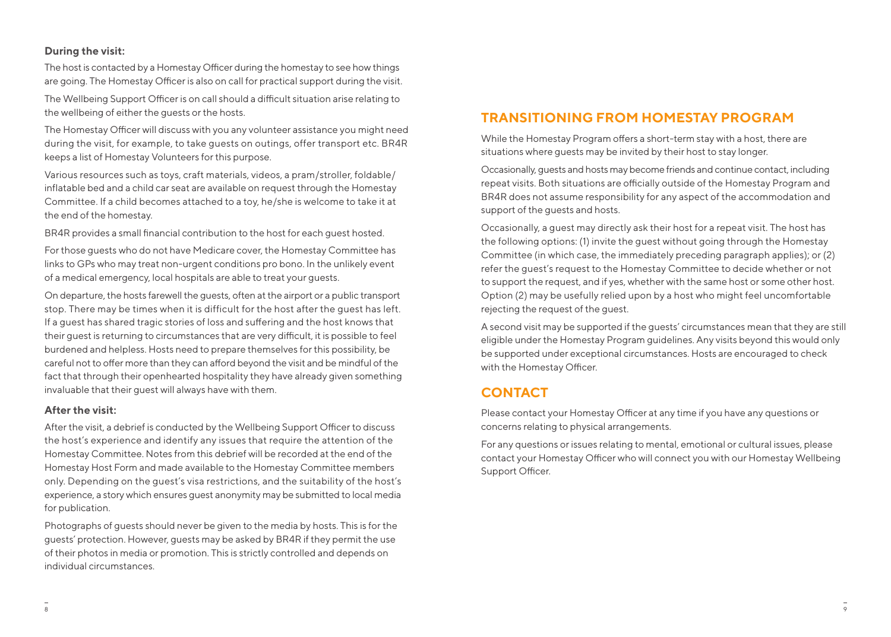### During the visit:

The host is contacted by a Homestay Officer during the homestay to see how things are going. The Homestay Officer is also on call for practical support during the visit.

The Wellbeing Support Officer is on call should a difficult situation arise relating to the wellbeing of either the guests or the hosts.

The Homestay Officer will discuss with you any volunteer assistance you might need during the visit, for example, to take guests on outings, offer transport etc. BR4R keeps a list of Homestay Volunteers for this purpose.

Various resources such as toys, craft materials, videos, a pram/stroller, foldable/inflatable bed and a child car seat are available on request through the Homestay Committee. If a child becomes attached to a toy, he/she is welcome to take it at the end of the homestay.

BR4R provides a small financial contribution to the host for each guest hosted.

For those guests who do not have Medicare cover, the Homestay Committee has links to GPs who may treat non-urgent conditions pro bono. In the unlikely event of a medical emergency, local hospitals are able to treat your guests.

On departure, the hosts farewell the guests, often at the airport or a public transport stop. There may be times when it is difficult for the host after the guest has left. If a guest has shared tragic stories of loss and suffering and the host knows that their guest is returning to circumstances that are very difficult, it is possible to feel burdened and helpless. Hosts need to prepare themselves for this possibility, be careful not to offer more than they can afford beyond the visit and be mindful of the fact that through their openhearted hospitality they have already given something invaluable that their guest will always have with them.

### After the visit:

After the visit, a debrief is conducted by the Wellbeing Support Officer to discuss the host's experience and identify any issues that require the attention of the Homestay Committee. Notes from this debrief will be recorded at the end of the Homestay Host Form and made available to the Homestay Committee members only. Depending on the guest's visa restrictions, and the suitability of the host's experience, a story which ensures guest anonymity may be submitted to local media for publication.

Photographs of guests should never be given to the media by hosts. This is for the guests' protection. However, guests may be asked by BR4R if they permit the use of their photos in media or promotion. This is strictly controlled and depends on individual circumstances.

## TRANSITIONING FROM HOMESTAY PROGRAM

While the Homestay Program offers a short-term stay with a host, there are situations where guests may be invited by their host to stay longer.

Occasionally, guests and hosts may become friends and continue contact, including repeat visits. Both situations are officially outside of the Homestay Program and BR4R does not assume responsibility for any aspect of the accommodation and support of the guests and hosts.

Occasionally, a guest may directly ask their host for a repeat visit. The host has the following options: (1) invite the guest without going through the Homestay Committee (in which case, the immediately preceding paragraph applies); or (2) refer the guest's request to the Homestay Committee to decide whether or not to support the request, and if yes, whether with the same host or some other host. Option (2) may be usefully relied upon by a host who might feel uncomfortable rejecting the request of the guest.

A second visit may be supported if the guests' circumstances mean that they are still eligible under the Homestay Program guidelines. Any visits beyond this would only be supported under exceptional circumstances. Hosts are encouraged to check with the Homestay Officer.

## CONTACT

Please contact your Homestay Officer at any time if you have any questions or concerns relating to physical arrangements.

For any questions or issues relating to mental, emotional or cultural issues, please contact your Homestay Officer who will connect you with our Homestay Wellbeing Support Officer.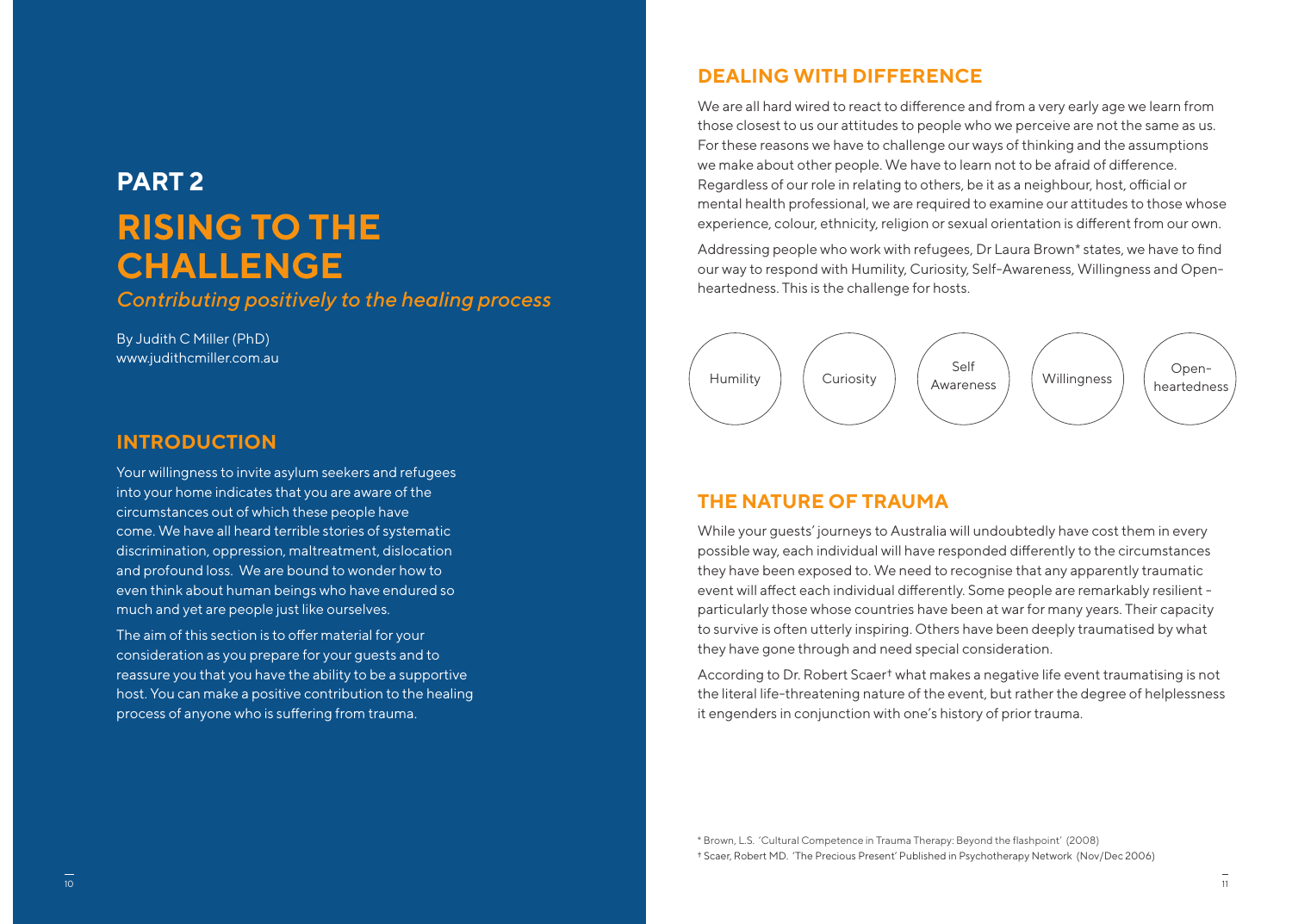## PART 2

# RISING TO THE CHALLENGE

*Contributing positively to the healing process*

By Judith C Miller (PhD)
www.judithcmiller.com.au

## INTRODUCTION

Your willingness to invite asylum seekers and refugees into your home indicates that you are aware of the circumstances out of which these people have come. We have all heard terrible stories of systematic discrimination, oppression, maltreatment, dislocation and profound loss. We are bound to wonder how to even think about human beings who have endured so much and yet are people just like ourselves.

The aim of this section is to offer material for your consideration as you prepare for your guests and to reassure you that you have the ability to be a supportive host. You can make a positive contribution to the healing process of anyone who is suffering from trauma.

## DEALING WITH DIFFERENCE

We are all hard wired to react to difference and from a very early age we learn from those closest to us our attitudes to people who we perceive are not the same as us. For these reasons we have to challenge our ways of thinking and the assumptions we make about other people. We have to learn not to be afraid of difference. Regardless of our role in relating to others, be it as a neighbour, host, official or mental health professional, we are required to examine our attitudes to those whose experience, colour, ethnicity, religion or sexual orientation is different from our own.

Addressing people who work with refugees, Dr Laura Brown* states, we have to find our way to respond with Humility, Curiosity, Self-Awareness, Willingness and Open-heartedness. This is the challenge for hosts.

Humility | Curiosity | Self Awareness | Willingness | Open-heartedness

## THE NATURE OF TRAUMA

While your guests' journeys to Australia will undoubtedly have cost them in every possible way, each individual will have responded differently to the circumstances they have been exposed to. We need to recognise that any apparently traumatic event will affect each individual differently. Some people are remarkably resilient - particularly those whose countries have been at war for many years. Their capacity to survive is often utterly inspiring. Others have been deeply traumatised by what they have gone through and need special consideration.

According to Dr. Robert Scaer† what makes a negative life event traumatising is not the literal life-threatening nature of the event, but rather the degree of helplessness it engenders in conjunction with one's history of prior trauma.

* Brown, L.S. 'Cultural Competence in Trauma Therapy: Beyond the flashpoint' (2008)
† Scaer, Robert MD. 'The Precious Present' Published in Psychotherapy Network (Nov/Dec 2006)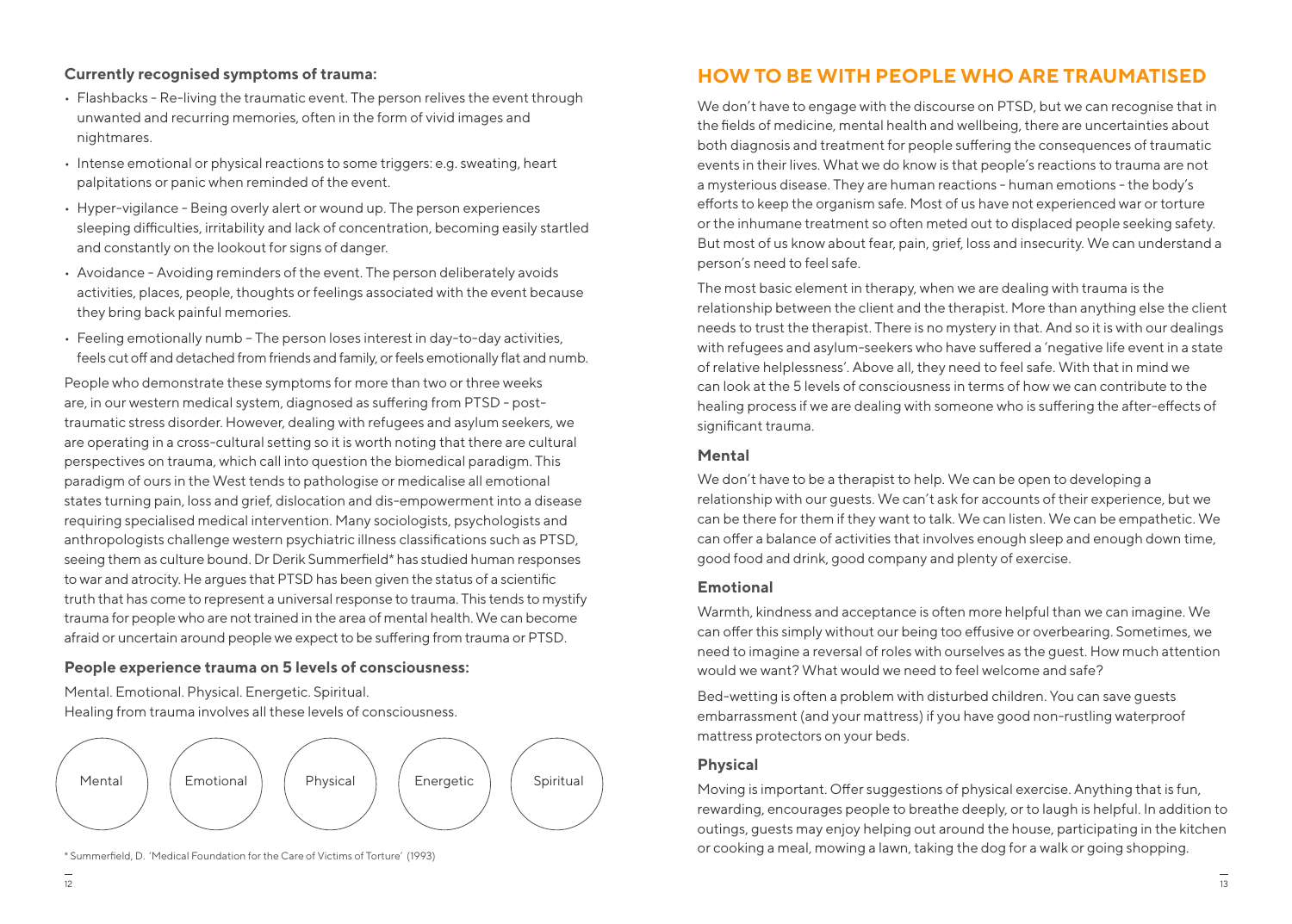**Currently recognised symptoms of trauma:**

- Flashbacks - Re-living the traumatic event. The person relives the event through unwanted and recurring memories, often in the form of vivid images and nightmares.
- Intense emotional or physical reactions to some triggers: e.g. sweating, heart palpitations or panic when reminded of the event.
- Hyper-vigilance - Being overly alert or wound up. The person experiences sleeping difficulties, irritability and lack of concentration, becoming easily startled and constantly on the lookout for signs of danger.
- Avoidance - Avoiding reminders of the event. The person deliberately avoids activities, places, people, thoughts or feelings associated with the event because they bring back painful memories.
- Feeling emotionally numb – The person loses interest in day-to-day activities, feels cut off and detached from friends and family, or feels emotionally flat and numb.

People who demonstrate these symptoms for more than two or three weeks are, in our western medical system, diagnosed as suffering from PTSD - post-traumatic stress disorder. However, dealing with refugees and asylum seekers, we are operating in a cross-cultural setting so it is worth noting that there are cultural perspectives on trauma, which call into question the biomedical paradigm. This paradigm of ours in the West tends to pathologise or medicalise all emotional states turning pain, loss and grief, dislocation and dis-empowerment into a disease requiring specialised medical intervention. Many sociologists, psychologists and anthropologists challenge western psychiatric illness classifications such as PTSD, seeing them as culture bound. Dr Derik Summerfield* has studied human responses to war and atrocity. He argues that PTSD has been given the status of a scientific truth that has come to represent a universal response to trauma. This tends to mystify trauma for people who are not trained in the area of mental health. We can become afraid or uncertain around people we expect to be suffering from trauma or PTSD.

**People experience trauma on 5 levels of consciousness:**

Mental. Emotional. Physical. Energetic. Spiritual.
Healing from trauma involves all these levels of consciousness.

Mental | Emotional | Physical | Energetic | Spiritual

\* Summerfield, D. 'Medical Foundation for the Care of Victims of Torture' (1993)

## HOW TO BE WITH PEOPLE WHO ARE TRAUMATISED

We don't have to engage with the discourse on PTSD, but we can recognise that in the fields of medicine, mental health and wellbeing, there are uncertainties about both diagnosis and treatment for people suffering the consequences of traumatic events in their lives. What we do know is that people's reactions to trauma are not a mysterious disease. They are human reactions - human emotions - the body's efforts to keep the organism safe. Most of us have not experienced war or torture or the inhumane treatment so often meted out to displaced people seeking safety. But most of us know about fear, pain, grief, loss and insecurity. We can understand a person's need to feel safe.

The most basic element in therapy, when we are dealing with trauma is the relationship between the client and the therapist. More than anything else the client needs to trust the therapist. There is no mystery in that. And so it is with our dealings with refugees and asylum-seekers who have suffered a 'negative life event in a state of relative helplessness'. Above all, they need to feel safe. With that in mind we can look at the 5 levels of consciousness in terms of how we can contribute to the healing process if we are dealing with someone who is suffering the after-effects of significant trauma.

### Mental

We don't have to be a therapist to help. We can be open to developing a relationship with our guests. We can't ask for accounts of their experience, but we can be there for them if they want to talk. We can listen. We can be empathetic. We can offer a balance of activities that involves enough sleep and enough down time, good food and drink, good company and plenty of exercise.

### Emotional

Warmth, kindness and acceptance is often more helpful than we can imagine. We can offer this simply without our being too effusive or overbearing. Sometimes, we need to imagine a reversal of roles with ourselves as the guest. How much attention would we want? What would we need to feel welcome and safe?

Bed-wetting is often a problem with disturbed children. You can save guests embarrassment (and your mattress) if you have good non-rustling waterproof mattress protectors on your beds.

### Physical

Moving is important. Offer suggestions of physical exercise. Anything that is fun, rewarding, encourages people to breathe deeply, or to laugh is helpful. In addition to outings, guests may enjoy helping out around the house, participating in the kitchen or cooking a meal, mowing a lawn, taking the dog for a walk or going shopping.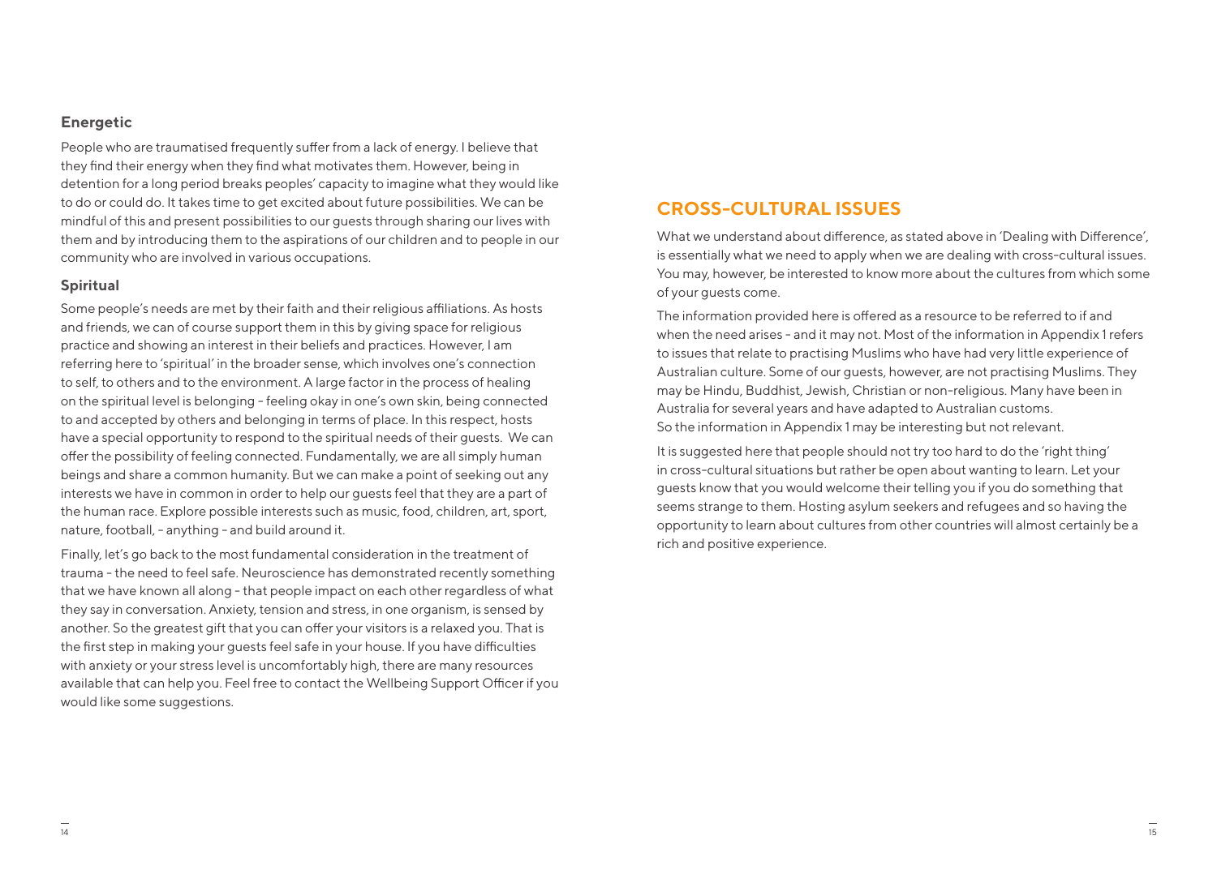### Energetic

People who are traumatised frequently suffer from a lack of energy. I believe that they find their energy when they find what motivates them. However, being in detention for a long period breaks peoples' capacity to imagine what they would like to do or could do. It takes time to get excited about future possibilities. We can be mindful of this and present possibilities to our guests through sharing our lives with them and by introducing them to the aspirations of our children and to people in our community who are involved in various occupations.

### Spiritual

Some people's needs are met by their faith and their religious affiliations. As hosts and friends, we can of course support them in this by giving space for religious practice and showing an interest in their beliefs and practices. However, I am referring here to 'spiritual' in the broader sense, which involves one's connection to self, to others and to the environment. A large factor in the process of healing on the spiritual level is belonging - feeling okay in one's own skin, being connected to and accepted by others and belonging in terms of place. In this respect, hosts have a special opportunity to respond to the spiritual needs of their guests. We can offer the possibility of feeling connected. Fundamentally, we are all simply human beings and share a common humanity. But we can make a point of seeking out any interests we have in common in order to help our guests feel that they are a part of the human race. Explore possible interests such as music, food, children, art, sport, nature, football, - anything - and build around it.

Finally, let's go back to the most fundamental consideration in the treatment of trauma - the need to feel safe. Neuroscience has demonstrated recently something that we have known all along - that people impact on each other regardless of what they say in conversation. Anxiety, tension and stress, in one organism, is sensed by another. So the greatest gift that you can offer your visitors is a relaxed you. That is the first step in making your guests feel safe in your house. If you have difficulties with anxiety or your stress level is uncomfortably high, there are many resources available that can help you. Feel free to contact the Wellbeing Support Officer if you would like some suggestions.

## CROSS-CULTURAL ISSUES

What we understand about difference, as stated above in 'Dealing with Difference', is essentially what we need to apply when we are dealing with cross-cultural issues. You may, however, be interested to know more about the cultures from which some of your guests come.

The information provided here is offered as a resource to be referred to if and when the need arises - and it may not. Most of the information in Appendix 1 refers to issues that relate to practising Muslims who have had very little experience of Australian culture. Some of our guests, however, are not practising Muslims. They may be Hindu, Buddhist, Jewish, Christian or non-religious. Many have been in Australia for several years and have adapted to Australian customs. So the information in Appendix 1 may be interesting but not relevant.

It is suggested here that people should not try too hard to do the 'right thing' in cross-cultural situations but rather be open about wanting to learn. Let your guests know that you would welcome their telling you if you do something that seems strange to them. Hosting asylum seekers and refugees and so having the opportunity to learn about cultures from other countries will almost certainly be a rich and positive experience.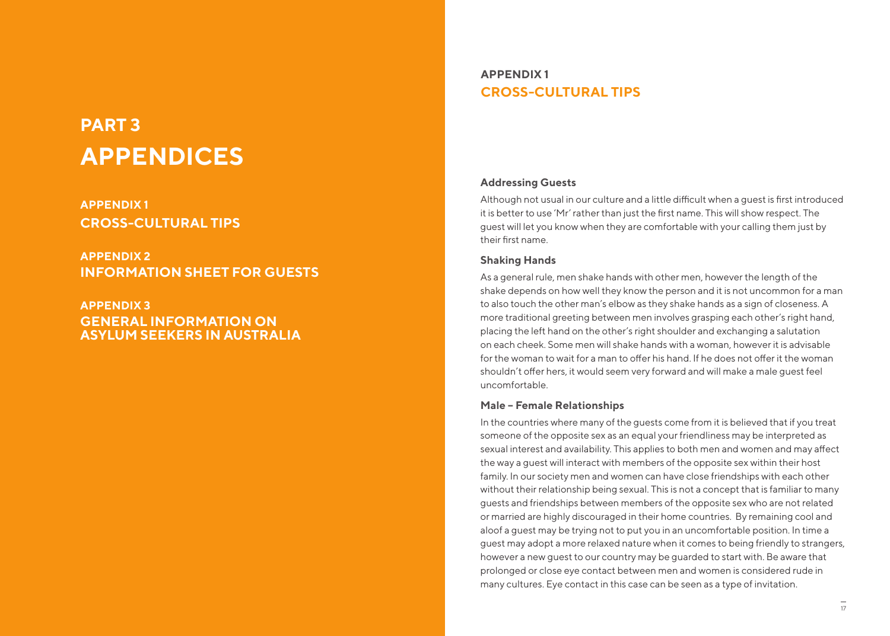# PART 3
# APPENDICES

**APPENDIX 1**
**CROSS-CULTURAL TIPS**

**APPENDIX 2**
**INFORMATION SHEET FOR GUESTS**

**APPENDIX 3**
**GENERAL INFORMATION ON ASYLUM SEEKERS IN AUSTRALIA**

## APPENDIX 1
## CROSS-CULTURAL TIPS

### Addressing Guests

Although not usual in our culture and a little difficult when a guest is first introduced it is better to use 'Mr' rather than just the first name. This will show respect. The guest will let you know when they are comfortable with your calling them just by their first name.

### Shaking Hands

As a general rule, men shake hands with other men, however the length of the shake depends on how well they know the person and it is not uncommon for a man to also touch the other man's elbow as they shake hands as a sign of closeness. A more traditional greeting between men involves grasping each other's right hand, placing the left hand on the other's right shoulder and exchanging a salutation on each cheek. Some men will shake hands with a woman, however it is advisable for the woman to wait for a man to offer his hand. If he does not offer it the woman shouldn't offer hers, it would seem very forward and will make a male guest feel uncomfortable.

### Male – Female Relationships

In the countries where many of the guests come from it is believed that if you treat someone of the opposite sex as an equal your friendliness may be interpreted as sexual interest and availability. This applies to both men and women and may affect the way a guest will interact with members of the opposite sex within their host family. In our society men and women can have close friendships with each other without their relationship being sexual. This is not a concept that is familiar to many guests and friendships between members of the opposite sex who are not related or married are highly discouraged in their home countries. By remaining cool and aloof a guest may be trying not to put you in an uncomfortable position. In time a guest may adopt a more relaxed nature when it comes to being friendly to strangers, however a new guest to our country may be guarded to start with. Be aware that prolonged or close eye contact between men and women is considered rude in many cultures. Eye contact in this case can be seen as a type of invitation.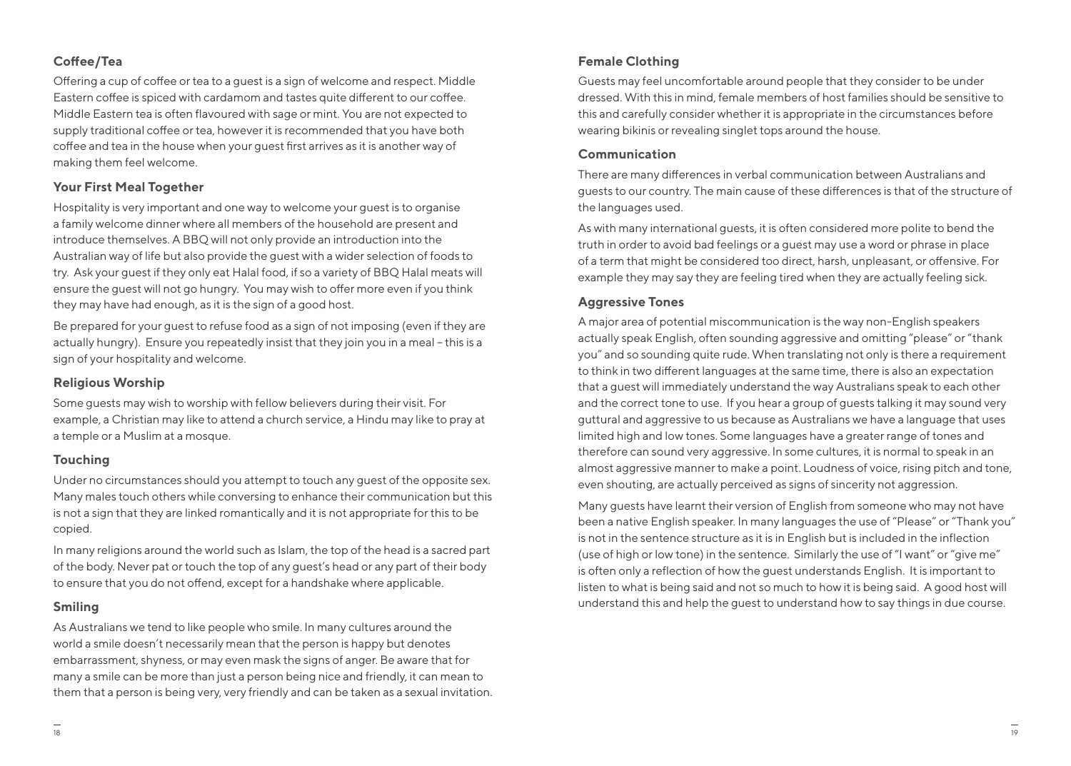### Coffee/Tea

Offering a cup of coffee or tea to a guest is a sign of welcome and respect. Middle Eastern coffee is spiced with cardamom and tastes quite different to our coffee. Middle Eastern tea is often flavoured with sage or mint. You are not expected to supply traditional coffee or tea, however it is recommended that you have both coffee and tea in the house when your guest first arrives as it is another way of making them feel welcome.

### Your First Meal Together

Hospitality is very important and one way to welcome your guest is to organise a family welcome dinner where all members of the household are present and introduce themselves. A BBQ will not only provide an introduction into the Australian way of life but also provide the guest with a wider selection of foods to try. Ask your guest if they only eat Halal food, if so a variety of BBQ Halal meats will ensure the guest will not go hungry. You may wish to offer more even if you think they may have had enough, as it is the sign of a good host.

Be prepared for your guest to refuse food as a sign of not imposing (even if they are actually hungry). Ensure you repeatedly insist that they join you in a meal – this is a sign of your hospitality and welcome.

### Religious Worship

Some guests may wish to worship with fellow believers during their visit. For example, a Christian may like to attend a church service, a Hindu may like to pray at a temple or a Muslim at a mosque.

### Touching

Under no circumstances should you attempt to touch any guest of the opposite sex. Many males touch others while conversing to enhance their communication but this is not a sign that they are linked romantically and it is not appropriate for this to be copied.

In many religions around the world such as Islam, the top of the head is a sacred part of the body. Never pat or touch the top of any guest's head or any part of their body to ensure that you do not offend, except for a handshake where applicable.

### Smiling

As Australians we tend to like people who smile. In many cultures around the world a smile doesn't necessarily mean that the person is happy but denotes embarrassment, shyness, or may even mask the signs of anger. Be aware that for many a smile can be more than just a person being nice and friendly, it can mean to them that a person is being very, very friendly and can be taken as a sexual invitation.

### Female Clothing

Guests may feel uncomfortable around people that they consider to be under dressed. With this in mind, female members of host families should be sensitive to this and carefully consider whether it is appropriate in the circumstances before wearing bikinis or revealing singlet tops around the house.

### Communication

There are many differences in verbal communication between Australians and guests to our country. The main cause of these differences is that of the structure of the languages used.

As with many international guests, it is often considered more polite to bend the truth in order to avoid bad feelings or a guest may use a word or phrase in place of a term that might be considered too direct, harsh, unpleasant, or offensive. For example they may say they are feeling tired when they are actually feeling sick.

### Aggressive Tones

A major area of potential miscommunication is the way non-English speakers actually speak English, often sounding aggressive and omitting "please" or "thank you" and so sounding quite rude. When translating not only is there a requirement to think in two different languages at the same time, there is also an expectation that a guest will immediately understand the way Australians speak to each other and the correct tone to use. If you hear a group of guests talking it may sound very guttural and aggressive to us because as Australians we have a language that uses limited high and low tones. Some languages have a greater range of tones and therefore can sound very aggressive. In some cultures, it is normal to speak in an almost aggressive manner to make a point. Loudness of voice, rising pitch and tone, even shouting, are actually perceived as signs of sincerity not aggression.

Many guests have learnt their version of English from someone who may not have been a native English speaker. In many languages the use of "Please" or "Thank you" is not in the sentence structure as it is in English but is included in the inflection (use of high or low tone) in the sentence. Similarly the use of "I want" or "give me" is often only a reflection of how the guest understands English. It is important to listen to what is being said and not so much to how it is being said. A good host will understand this and help the guest to understand how to say things in due course.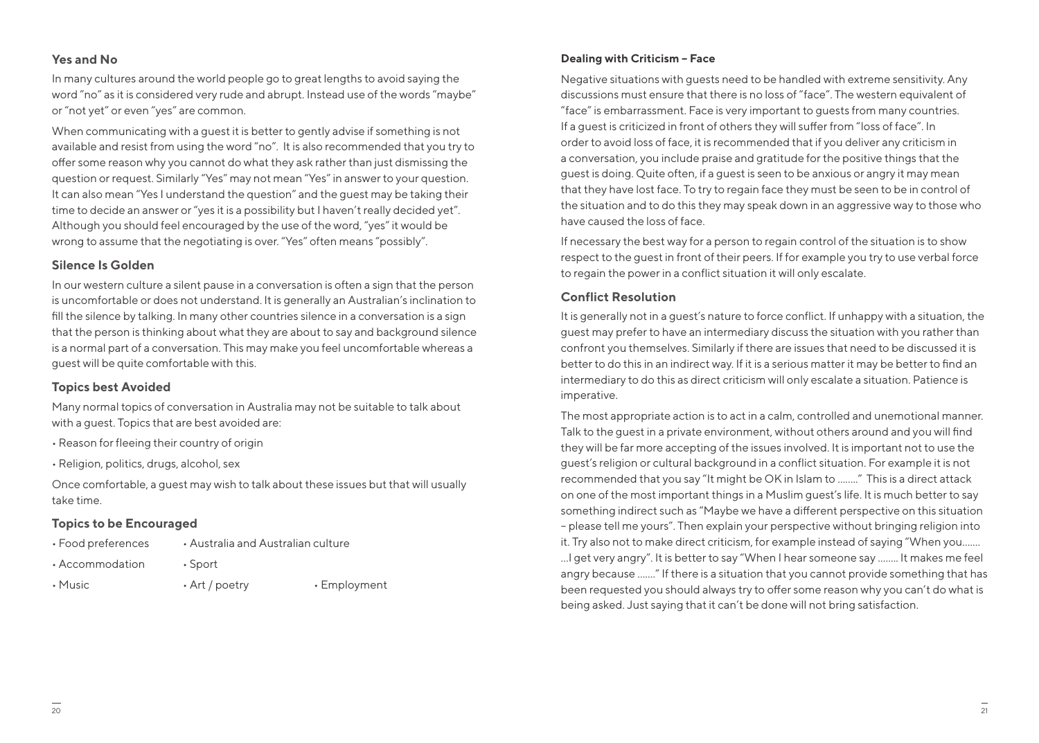## Yes and No

In many cultures around the world people go to great lengths to avoid saying the word "no" as it is considered very rude and abrupt. Instead use of the words "maybe" or "not yet" or even "yes" are common.

When communicating with a guest it is better to gently advise if something is not available and resist from using the word "no". It is also recommended that you try to offer some reason why you cannot do what they ask rather than just dismissing the question or request. Similarly "Yes" may not mean "Yes" in answer to your question. It can also mean "Yes I understand the question" and the guest may be taking their time to decide an answer or "yes it is a possibility but I haven't really decided yet". Although you should feel encouraged by the use of the word, "yes" it would be wrong to assume that the negotiating is over. "Yes" often means "possibly".

## Silence Is Golden

In our western culture a silent pause in a conversation is often a sign that the person is uncomfortable or does not understand. It is generally an Australian's inclination to fill the silence by talking. In many other countries silence in a conversation is a sign that the person is thinking about what they are about to say and background silence is a normal part of a conversation. This may make you feel uncomfortable whereas a guest will be quite comfortable with this.

## Topics best Avoided

Many normal topics of conversation in Australia may not be suitable to talk about with a guest. Topics that are best avoided are:

- Reason for fleeing their country of origin
- Religion, politics, drugs, alcohol, sex

Once comfortable, a guest may wish to talk about these issues but that will usually take time.

## Topics to be Encouraged

- Food preferences
- Accommodation
- Music
- Australia and Australian culture
- Sport
- Art / poetry
- Employment

### Dealing with Criticism – Face

Negative situations with guests need to be handled with extreme sensitivity. Any discussions must ensure that there is no loss of "face". The western equivalent of "face" is embarrassment. Face is very important to guests from many countries. If a guest is criticized in front of others they will suffer from "loss of face". In order to avoid loss of face, it is recommended that if you deliver any criticism in a conversation, you include praise and gratitude for the positive things that the guest is doing. Quite often, if a guest is seen to be anxious or angry it may mean that they have lost face. To try to regain face they must be seen to be in control of the situation and to do this they may speak down in an aggressive way to those who have caused the loss of face.

If necessary the best way for a person to regain control of the situation is to show respect to the guest in front of their peers. If for example you try to use verbal force to regain the power in a conflict situation it will only escalate.

## Conflict Resolution

It is generally not in a guest's nature to force conflict. If unhappy with a situation, the guest may prefer to have an intermediary discuss the situation with you rather than confront you themselves. Similarly if there are issues that need to be discussed it is better to do this in an indirect way. If it is a serious matter it may be better to find an intermediary to do this as direct criticism will only escalate a situation. Patience is imperative.

The most appropriate action is to act in a calm, controlled and unemotional manner. Talk to the guest in a private environment, without others around and you will find they will be far more accepting of the issues involved. It is important not to use the guest's religion or cultural background in a conflict situation. For example it is not recommended that you say "It might be OK in Islam to ........" This is a direct attack on one of the most important things in a Muslim guest's life. It is much better to say something indirect such as "Maybe we have a different perspective on this situation – please tell me yours". Then explain your perspective without bringing religion into it. Try also not to make direct criticism, for example instead of saying "When you...... ...I get very angry". It is better to say "When I hear someone say ........ It makes me feel angry because ......." If there is a situation that you cannot provide something that has been requested you should always try to offer some reason why you can't do what is being asked. Just saying that it can't be done will not bring satisfaction.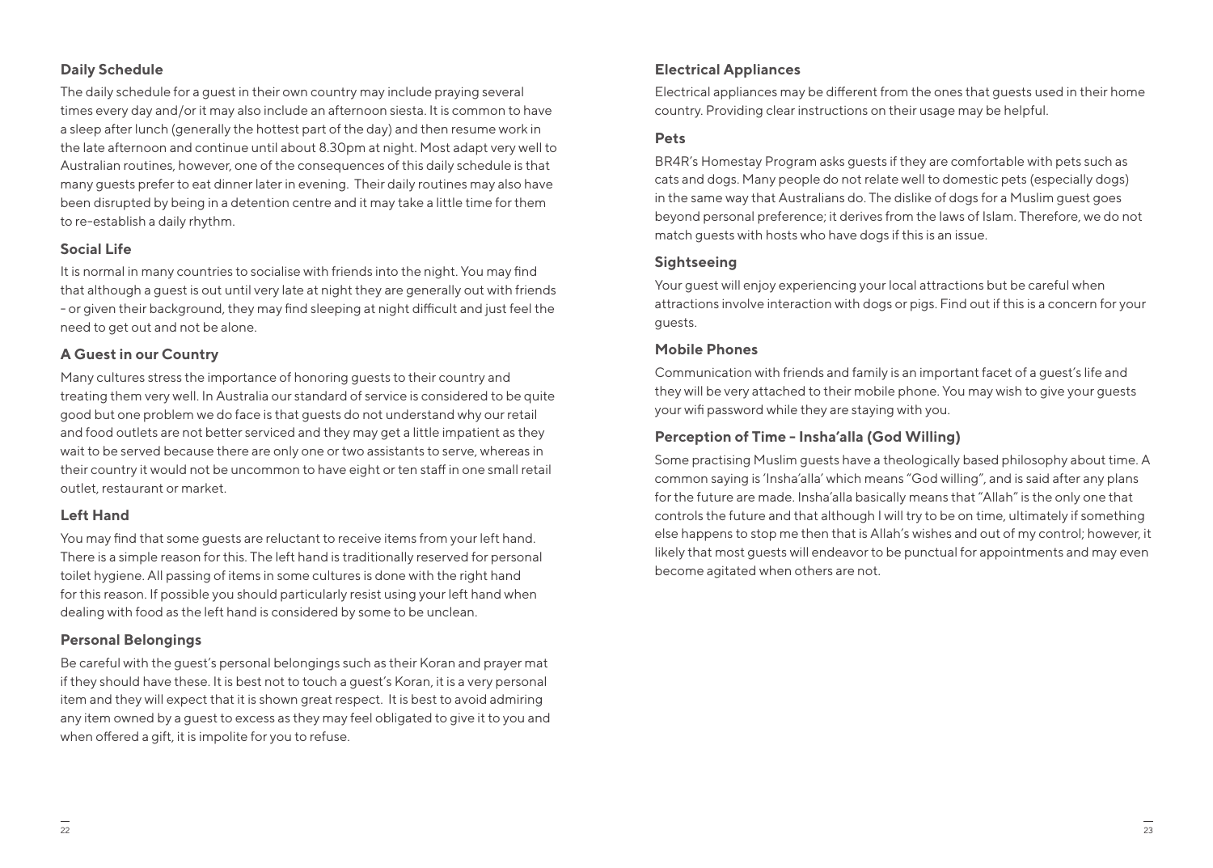### Daily Schedule

The daily schedule for a guest in their own country may include praying several times every day and/or it may also include an afternoon siesta. It is common to have a sleep after lunch (generally the hottest part of the day) and then resume work in the late afternoon and continue until about 8.30pm at night. Most adapt very well to Australian routines, however, one of the consequences of this daily schedule is that many guests prefer to eat dinner later in evening. Their daily routines may also have been disrupted by being in a detention centre and it may take a little time for them to re-establish a daily rhythm.

### Social Life

It is normal in many countries to socialise with friends into the night. You may find that although a guest is out until very late at night they are generally out with friends - or given their background, they may find sleeping at night difficult and just feel the need to get out and not be alone.

### A Guest in our Country

Many cultures stress the importance of honoring guests to their country and treating them very well. In Australia our standard of service is considered to be quite good but one problem we do face is that guests do not understand why our retail and food outlets are not better serviced and they may get a little impatient as they wait to be served because there are only one or two assistants to serve, whereas in their country it would not be uncommon to have eight or ten staff in one small retail outlet, restaurant or market.

### Left Hand

You may find that some guests are reluctant to receive items from your left hand. There is a simple reason for this. The left hand is traditionally reserved for personal toilet hygiene. All passing of items in some cultures is done with the right hand for this reason. If possible you should particularly resist using your left hand when dealing with food as the left hand is considered by some to be unclean.

### Personal Belongings

Be careful with the guest's personal belongings such as their Koran and prayer mat if they should have these. It is best not to touch a guest's Koran, it is a very personal item and they will expect that it is shown great respect. It is best to avoid admiring any item owned by a guest to excess as they may feel obligated to give it to you and when offered a gift, it is impolite for you to refuse.

### Electrical Appliances

Electrical appliances may be different from the ones that guests used in their home country. Providing clear instructions on their usage may be helpful.

### Pets

BR4R's Homestay Program asks guests if they are comfortable with pets such as cats and dogs. Many people do not relate well to domestic pets (especially dogs) in the same way that Australians do. The dislike of dogs for a Muslim guest goes beyond personal preference; it derives from the laws of Islam. Therefore, we do not match guests with hosts who have dogs if this is an issue.

### Sightseeing

Your guest will enjoy experiencing your local attractions but be careful when attractions involve interaction with dogs or pigs. Find out if this is a concern for your guests.

### Mobile Phones

Communication with friends and family is an important facet of a guest's life and they will be very attached to their mobile phone. You may wish to give your guests your wifi password while they are staying with you.

### Perception of Time - Insha'alla (God Willing)

Some practising Muslim guests have a theologically based philosophy about time. A common saying is 'Insha'alla' which means "God willing", and is said after any plans for the future are made. Insha'alla basically means that "Allah" is the only one that controls the future and that although I will try to be on time, ultimately if something else happens to stop me then that is Allah's wishes and out of my control; however, it likely that most guests will endeavor to be punctual for appointments and may even become agitated when others are not.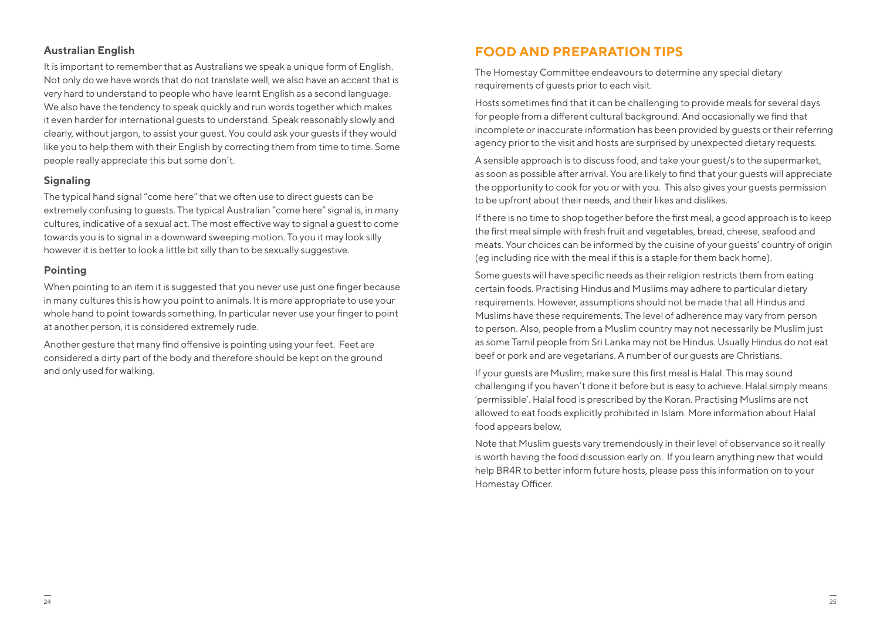### Australian English

It is important to remember that as Australians we speak a unique form of English. Not only do we have words that do not translate well, we also have an accent that is very hard to understand to people who have learnt English as a second language. We also have the tendency to speak quickly and run words together which makes it even harder for international guests to understand. Speak reasonably slowly and clearly, without jargon, to assist your guest. You could ask your guests if they would like you to help them with their English by correcting them from time to time. Some people really appreciate this but some don't.

### Signaling

The typical hand signal "come here" that we often use to direct guests can be extremely confusing to guests. The typical Australian "come here" signal is, in many cultures, indicative of a sexual act. The most effective way to signal a guest to come towards you is to signal in a downward sweeping motion. To you it may look silly however it is better to look a little bit silly than to be sexually suggestive.

### Pointing

When pointing to an item it is suggested that you never use just one finger because in many cultures this is how you point to animals. It is more appropriate to use your whole hand to point towards something. In particular never use your finger to point at another person, it is considered extremely rude.

Another gesture that many find offensive is pointing using your feet. Feet are considered a dirty part of the body and therefore should be kept on the ground and only used for walking.

## FOOD AND PREPARATION TIPS

The Homestay Committee endeavours to determine any special dietary requirements of guests prior to each visit.

Hosts sometimes find that it can be challenging to provide meals for several days for people from a different cultural background. And occasionally we find that incomplete or inaccurate information has been provided by guests or their referring agency prior to the visit and hosts are surprised by unexpected dietary requests.

A sensible approach is to discuss food, and take your guest/s to the supermarket, as soon as possible after arrival. You are likely to find that your guests will appreciate the opportunity to cook for you or with you. This also gives your guests permission to be upfront about their needs, and their likes and dislikes.

If there is no time to shop together before the first meal, a good approach is to keep the first meal simple with fresh fruit and vegetables, bread, cheese, seafood and meats. Your choices can be informed by the cuisine of your guests' country of origin (eg including rice with the meal if this is a staple for them back home).

Some guests will have specific needs as their religion restricts them from eating certain foods. Practising Hindus and Muslims may adhere to particular dietary requirements. However, assumptions should not be made that all Hindus and Muslims have these requirements. The level of adherence may vary from person to person. Also, people from a Muslim country may not necessarily be Muslim just as some Tamil people from Sri Lanka may not be Hindus. Usually Hindus do not eat beef or pork and are vegetarians. A number of our guests are Christians.

If your guests are Muslim, make sure this first meal is Halal. This may sound challenging if you haven't done it before but is easy to achieve. Halal simply means 'permissible'. Halal food is prescribed by the Koran. Practising Muslims are not allowed to eat foods explicitly prohibited in Islam. More information about Halal food appears below,

Note that Muslim guests vary tremendously in their level of observance so it really is worth having the food discussion early on. If you learn anything new that would help BR4R to better inform future hosts, please pass this information on to your Homestay Officer.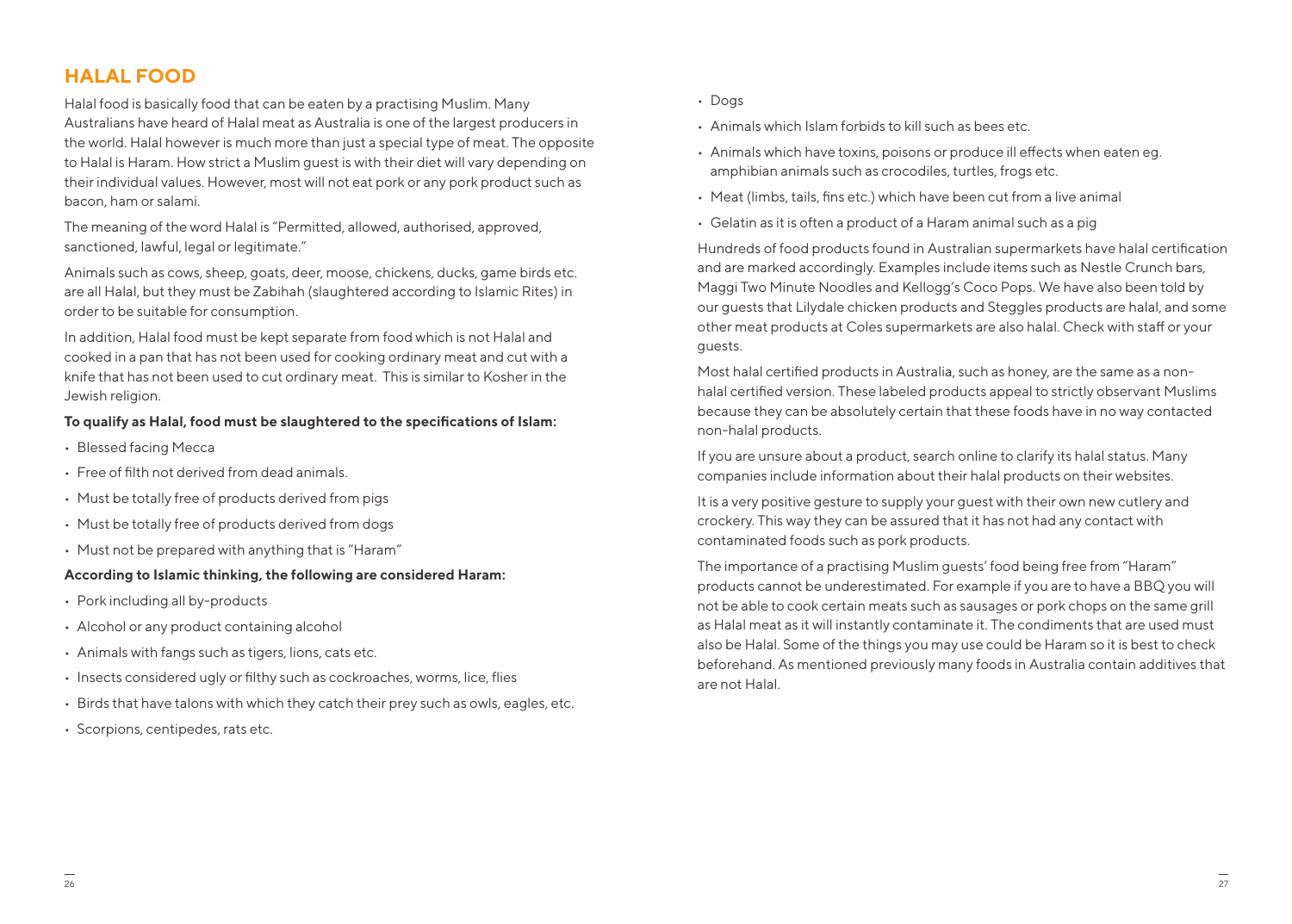## HALAL FOOD

Halal food is basically food that can be eaten by a practising Muslim. Many Australians have heard of Halal meat as Australia is one of the largest producers in the world. Halal however is much more than just a special type of meat. The opposite to Halal is Haram. How strict a Muslim guest is with their diet will vary depending on their individual values. However, most will not eat pork or any pork product such as bacon, ham or salami.

The meaning of the word Halal is "Permitted, allowed, authorised, approved, sanctioned, lawful, legal or legitimate."

Animals such as cows, sheep, goats, deer, moose, chickens, ducks, game birds etc. are all Halal, but they must be Zabihah (slaughtered according to Islamic Rites) in order to be suitable for consumption.

In addition, Halal food must be kept separate from food which is not Halal and cooked in a pan that has not been used for cooking ordinary meat and cut with a knife that has not been used to cut ordinary meat. This is similar to Kosher in the Jewish religion.

**To qualify as Halal, food must be slaughtered to the specifications of Islam:**

- Blessed facing Mecca
- Free of filth not derived from dead animals.
- Must be totally free of products derived from pigs
- Must be totally free of products derived from dogs
- Must not be prepared with anything that is "Haram"

**According to Islamic thinking, the following are considered Haram:**

- Pork including all by-products
- Alcohol or any product containing alcohol
- Animals with fangs such as tigers, lions, cats etc.
- Insects considered ugly or filthy such as cockroaches, worms, lice, flies
- Birds that have talons with which they catch their prey such as owls, eagles, etc.
- Scorpions, centipedes, rats etc.
- Dogs
- Animals which Islam forbids to kill such as bees etc.
- Animals which have toxins, poisons or produce ill effects when eaten eg. amphibian animals such as crocodiles, turtles, frogs etc.
- Meat (limbs, tails, fins etc.) which have been cut from a live animal
- Gelatin as it is often a product of a Haram animal such as a pig

Hundreds of food products found in Australian supermarkets have halal certification and are marked accordingly. Examples include items such as Nestle Crunch bars, Maggi Two Minute Noodles and Kellogg's Coco Pops. We have also been told by our guests that Lilydale chicken products and Steggles products are halal, and some other meat products at Coles supermarkets are also halal. Check with staff or your guests.

Most halal certified products in Australia, such as honey, are the same as a non-halal certified version. These labeled products appeal to strictly observant Muslims because they can be absolutely certain that these foods have in no way contacted non-halal products.

If you are unsure about a product, search online to clarify its halal status. Many companies include information about their halal products on their websites.

It is a very positive gesture to supply your guest with their own new cutlery and crockery. This way they can be assured that it has not had any contact with contaminated foods such as pork products.

The importance of a practising Muslim guests' food being free from "Haram" products cannot be underestimated. For example if you are to have a BBQ you will not be able to cook certain meats such as sausages or pork chops on the same grill as Halal meat as it will instantly contaminate it. The condiments that are used must also be Halal. Some of the things you may use could be Haram so it is best to check beforehand. As mentioned previously many foods in Australia contain additives that are not Halal.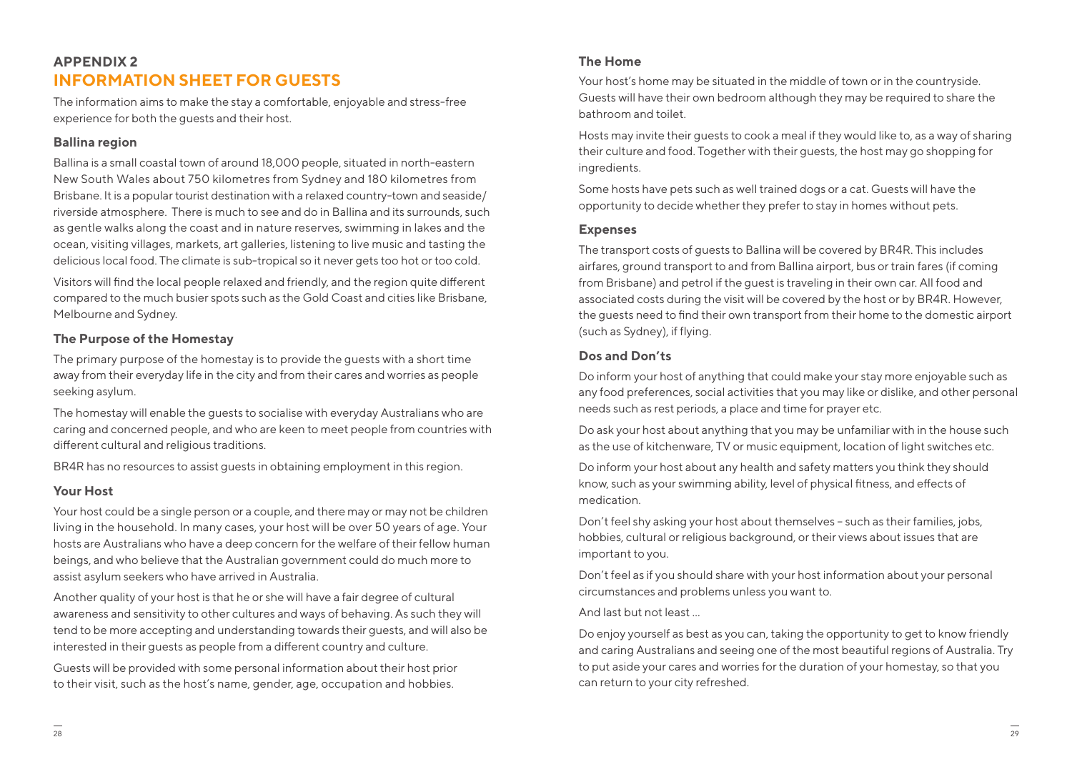## APPENDIX 2

# INFORMATION SHEET FOR GUESTS

The information aims to make the stay a comfortable, enjoyable and stress-free experience for both the guests and their host.

### Ballina region

Ballina is a small coastal town of around 18,000 people, situated in north-eastern New South Wales about 750 kilometres from Sydney and 180 kilometres from Brisbane. It is a popular tourist destination with a relaxed country-town and seaside/ riverside atmosphere. There is much to see and do in Ballina and its surrounds, such as gentle walks along the coast and in nature reserves, swimming in lakes and the ocean, visiting villages, markets, art galleries, listening to live music and tasting the delicious local food. The climate is sub-tropical so it never gets too hot or too cold.

Visitors will find the local people relaxed and friendly, and the region quite different compared to the much busier spots such as the Gold Coast and cities like Brisbane, Melbourne and Sydney.

### The Purpose of the Homestay

The primary purpose of the homestay is to provide the guests with a short time away from their everyday life in the city and from their cares and worries as people seeking asylum.

The homestay will enable the guests to socialise with everyday Australians who are caring and concerned people, and who are keen to meet people from countries with different cultural and religious traditions.

BR4R has no resources to assist guests in obtaining employment in this region.

### Your Host

Your host could be a single person or a couple, and there may or may not be children living in the household. In many cases, your host will be over 50 years of age. Your hosts are Australians who have a deep concern for the welfare of their fellow human beings, and who believe that the Australian government could do much more to assist asylum seekers who have arrived in Australia.

Another quality of your host is that he or she will have a fair degree of cultural awareness and sensitivity to other cultures and ways of behaving. As such they will tend to be more accepting and understanding towards their guests, and will also be interested in their guests as people from a different country and culture.

Guests will be provided with some personal information about their host prior to their visit, such as the host's name, gender, age, occupation and hobbies.

### The Home

Your host's home may be situated in the middle of town or in the countryside. Guests will have their own bedroom although they may be required to share the bathroom and toilet.

Hosts may invite their guests to cook a meal if they would like to, as a way of sharing their culture and food. Together with their guests, the host may go shopping for ingredients.

Some hosts have pets such as well trained dogs or a cat. Guests will have the opportunity to decide whether they prefer to stay in homes without pets.

### Expenses

The transport costs of guests to Ballina will be covered by BR4R. This includes airfares, ground transport to and from Ballina airport, bus or train fares (if coming from Brisbane) and petrol if the guest is traveling in their own car. All food and associated costs during the visit will be covered by the host or by BR4R. However, the guests need to find their own transport from their home to the domestic airport (such as Sydney), if flying.

### Dos and Don'ts

Do inform your host of anything that could make your stay more enjoyable such as any food preferences, social activities that you may like or dislike, and other personal needs such as rest periods, a place and time for prayer etc.

Do ask your host about anything that you may be unfamiliar with in the house such as the use of kitchenware, TV or music equipment, location of light switches etc.

Do inform your host about any health and safety matters you think they should know, such as your swimming ability, level of physical fitness, and effects of medication.

Don't feel shy asking your host about themselves – such as their families, jobs, hobbies, cultural or religious background, or their views about issues that are important to you.

Don't feel as if you should share with your host information about your personal circumstances and problems unless you want to.

And last but not least ...

Do enjoy yourself as best as you can, taking the opportunity to get to know friendly and caring Australians and seeing one of the most beautiful regions of Australia. Try to put aside your cares and worries for the duration of your homestay, so that you can return to your city refreshed.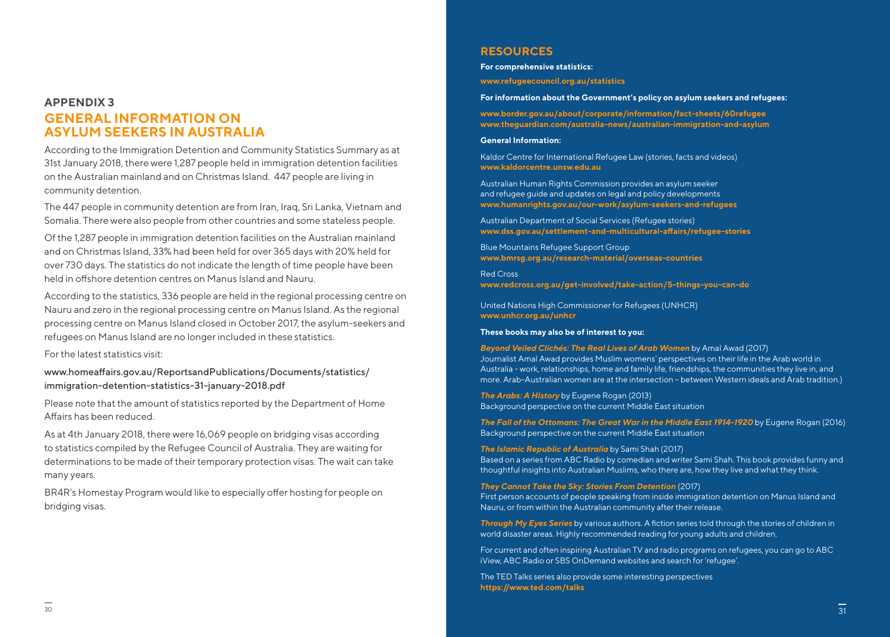## APPENDIX 3

# GENERAL INFORMATION ON ASYLUM SEEKERS IN AUSTRALIA

According to the Immigration Detention and Community Statistics Summary as at 31st January 2018, there were 1,287 people held in immigration detention facilities on the Australian mainland and on Christmas Island. 447 people are living in community detention.

The 447 people in community detention are from Iran, Iraq, Sri Lanka, Vietnam and Somalia. There were also people from other countries and some stateless people.

Of the 1,287 people in immigration detention facilities on the Australian mainland and on Christmas Island, 33% had been held for over 365 days with 20% held for over 730 days. The statistics do not indicate the length of time people have been held in offshore detention centres on Manus Island and Nauru.

According to the statistics, 336 people are held in the regional processing centre on Nauru and zero in the regional processing centre on Manus Island. As the regional processing centre on Manus Island closed in October 2017, the asylum-seekers and refugees on Manus Island are no longer included in these statistics.

For the latest statistics visit:

www.homeaffairs.gov.au/ReportsandPublications/Documents/statistics/immigration-detention-statistics-31-january-2018.pdf

Please note that the amount of statistics reported by the Department of Home Affairs has been reduced.

As at 4th January 2018, there were 16,069 people on bridging visas according to statistics compiled by the Refugee Council of Australia. They are waiting for determinations to be made of their temporary protection visas. The wait can take many years.

BR4R's Homestay Program would like to especially offer hosting for people on bridging visas.

## RESOURCES

**For comprehensive statistics:**

**www.refugeecouncil.org.au/statistics**

**For information about the Government's policy on asylum seekers and refugees:**

**www.border.gov.au/about/corporate/information/fact-sheets/60refugee**
**www.theguardian.com/australia-news/australian-immigration-and-asylum**

**General Information:**

Kaldor Centre for International Refugee Law (stories, facts and videos)
**www.kaldorcentre.unsw.edu.au**

Australian Human Rights Commission provides an asylum seeker and refugee guide and updates on legal and policy developments
**www.humanrights.gov.au/our-work/asylum-seekers-and-refugees**

Australian Department of Social Services (Refugee stories)
**www.dss.gov.au/settlement-and-multicultural-affairs/refugee-stories**

Blue Mountains Refugee Support Group
**www.bmrsg.org.au/research-material/overseas-countries**

Red Cross
**www.redcross.org.au/get-involved/take-action/5-things-you-can-do**

United Nations High Commissioner for Refugees (UNHCR)
**www.unhcr.org.au/unhcr**

**These books may also be of interest to you:**

***Beyond Veiled Clichés: The Real Lives of Arab Women*** by Amal Awad (2017)
Journalist Amal Awad provides Muslim womens' perspectives on their life in the Arab world in Australia - work, relationships, home and family life, friendships, the communities they live in, and more. Arab-Australian women are at the intersection – between Western ideals and Arab tradition.)

***The Arabs: A History*** by Eugene Rogan (2013)
Background perspective on the current Middle East situation

***The Fall of the Ottomans: The Great War in the Middle East 1914-1920*** by Eugene Rogan (2016)
Background perspective on the current Middle East situation

***The Islamic Republic of Australia*** by Sami Shah (2017)
Based on a series from ABC Radio by comedian and writer Sami Shah. This book provides funny and thoughtful insights into Australian Muslims, who there are, how they live and what they think.

***They Cannot Take the Sky: Stories From Detention*** (2017)
First person accounts of people speaking from inside immigration detention on Manus Island and Nauru, or from within the Australian community after their release.

***Through My Eyes Series*** by various authors. A fiction series told through the stories of children in world disaster areas. Highly recommended reading for young adults and children.

For current and often inspiring Australian TV and radio programs on refugees, you can go to ABC iView, ABC Radio or SBS OnDemand websites and search for 'refugee'.

The TED Talks series also provide some interesting perspectives
**https://www.ted.com/talks**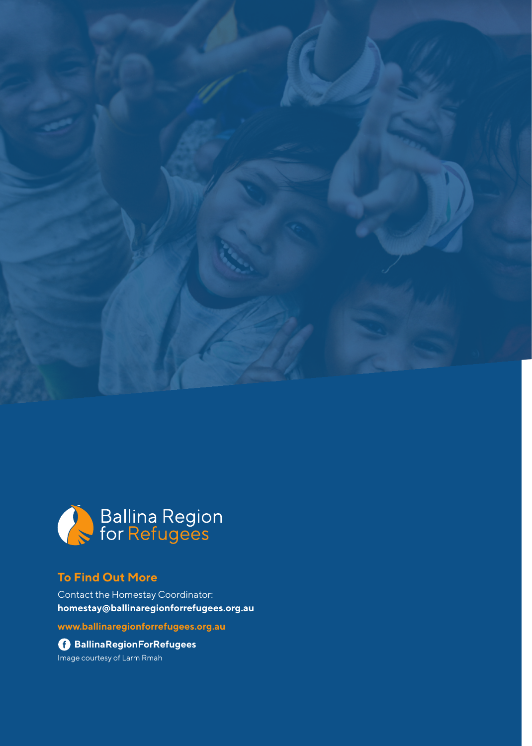Ballina Region for Refugees

## To Find Out More

Contact the Homestay Coordinator:
**homestay@ballinaregionforrefugees.org.au**

**www.ballinaregionforrefugees.org.au**

**BallinaRegionForRefugees**

Image courtesy of Larm Rmah